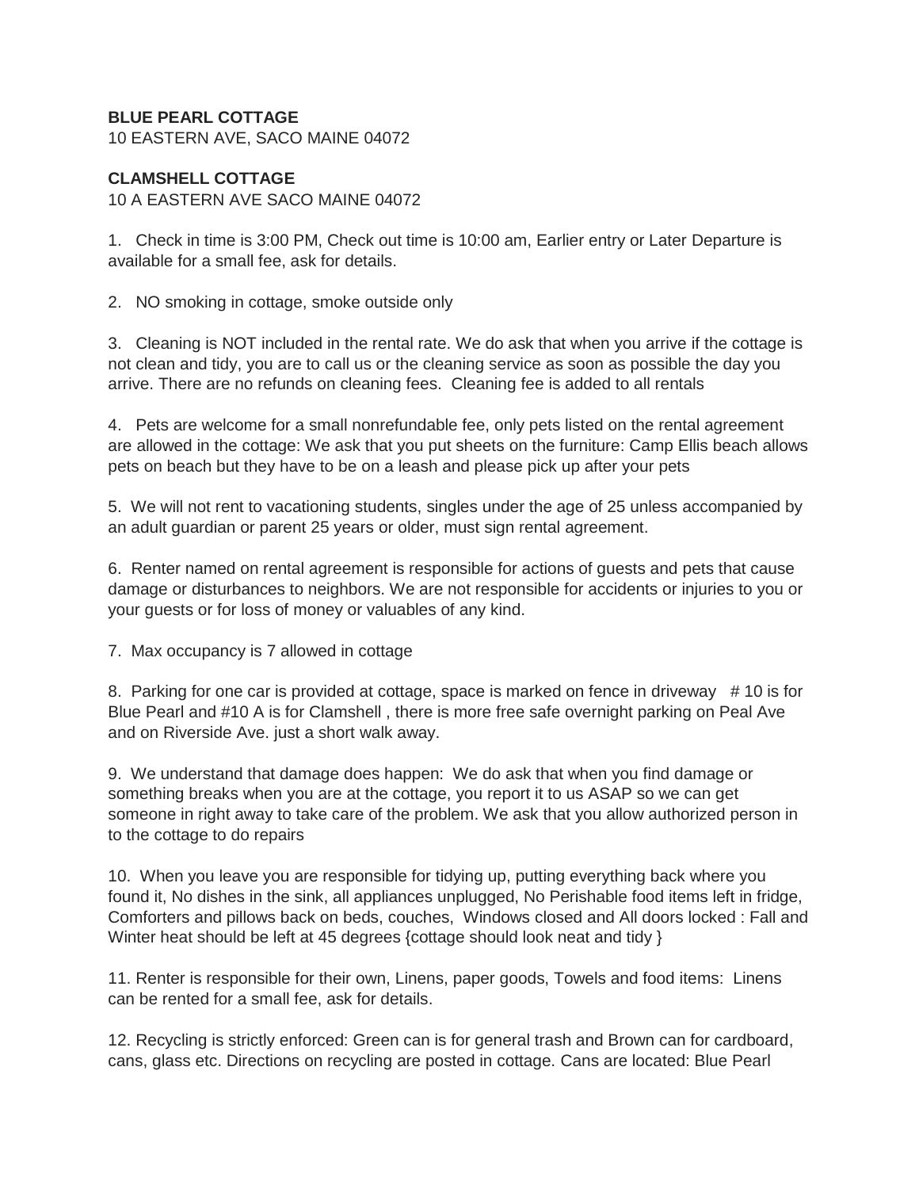**BLUE PEARL COTTAGE**
10 EASTERN AVE, SACO MAINE 04072

**CLAMSHELL COTTAGE**
10 A EASTERN AVE SACO MAINE 04072

1. Check in time is 3:00 PM, Check out time is 10:00 am, Earlier entry or Later Departure is available for a small fee, ask for details.

2. NO smoking in cottage, smoke outside only

3. Cleaning is NOT included in the rental rate. We do ask that when you arrive if the cottage is not clean and tidy, you are to call us or the cleaning service as soon as possible the day you arrive. There are no refunds on cleaning fees. Cleaning fee is added to all rentals

4. Pets are welcome for a small nonrefundable fee, only pets listed on the rental agreement are allowed in the cottage: We ask that you put sheets on the furniture: Camp Ellis beach allows pets on beach but they have to be on a leash and please pick up after your pets

5. We will not rent to vacationing students, singles under the age of 25 unless accompanied by an adult guardian or parent 25 years or older, must sign rental agreement.

6. Renter named on rental agreement is responsible for actions of guests and pets that cause damage or disturbances to neighbors. We are not responsible for accidents or injuries to you or your guests or for loss of money or valuables of any kind.

7. Max occupancy is 7 allowed in cottage

8. Parking for one car is provided at cottage, space is marked on fence in driveway # 10 is for Blue Pearl and #10 A is for Clamshell , there is more free safe overnight parking on Peal Ave and on Riverside Ave. just a short walk away.

9. We understand that damage does happen: We do ask that when you find damage or something breaks when you are at the cottage, you report it to us ASAP so we can get someone in right away to take care of the problem. We ask that you allow authorized person in to the cottage to do repairs

10. When you leave you are responsible for tidying up, putting everything back where you found it, No dishes in the sink, all appliances unplugged, No Perishable food items left in fridge, Comforters and pillows back on beds, couches, Windows closed and All doors locked : Fall and Winter heat should be left at 45 degrees {cottage should look neat and tidy }

11. Renter is responsible for their own, Linens, paper goods, Towels and food items: Linens can be rented for a small fee, ask for details.

12. Recycling is strictly enforced: Green can is for general trash and Brown can for cardboard, cans, glass etc. Directions on recycling are posted in cottage. Cans are located: Blue Pearl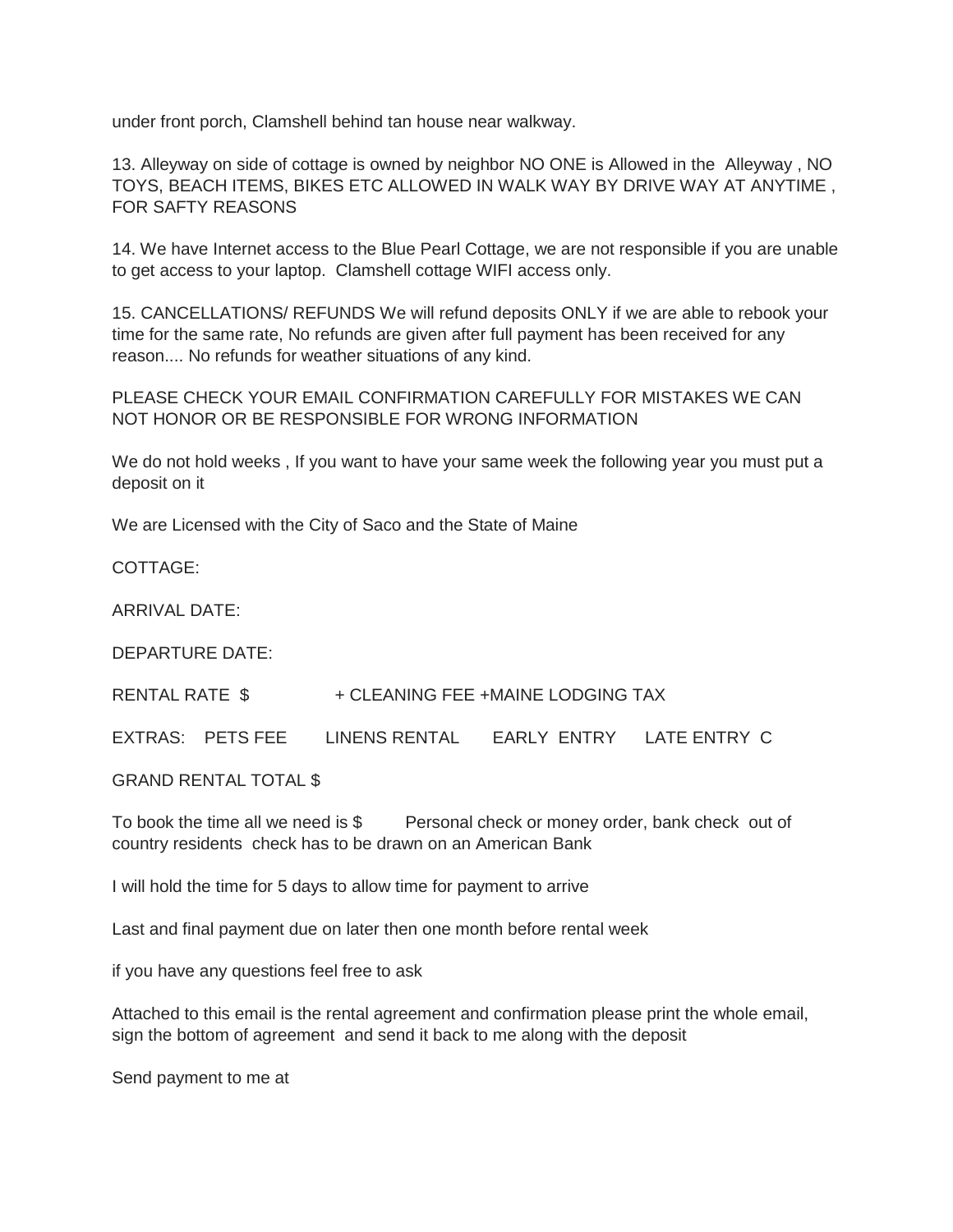under front porch, Clamshell behind tan house near walkway.

13. Alleyway on side of cottage is owned by neighbor NO ONE is Allowed in the Alleyway , NO TOYS, BEACH ITEMS, BIKES ETC ALLOWED IN WALK WAY BY DRIVE WAY AT ANYTIME , FOR SAFTY REASONS

14. We have Internet access to the Blue Pearl Cottage, we are not responsible if you are unable to get access to your laptop. Clamshell cottage WIFI access only.

15. CANCELLATIONS/ REFUNDS We will refund deposits ONLY if we are able to rebook your time for the same rate, No refunds are given after full payment has been received for any reason.... No refunds for weather situations of any kind.

PLEASE CHECK YOUR EMAIL CONFIRMATION CAREFULLY FOR MISTAKES WE CAN NOT HONOR OR BE RESPONSIBLE FOR WRONG INFORMATION

We do not hold weeks , If you want to have your same week the following year you must put a deposit on it

We are Licensed with the City of Saco and the State of Maine

COTTAGE:

ARRIVAL DATE:

DEPARTURE DATE:

RENTAL RATE $ + CLEANING FEE +MAINE LODGING TAX

EXTRAS: PETS FEE LINENS RENTAL EARLY ENTRY LATE ENTRY C

GRAND RENTAL TOTAL $

To book the time all we need is $ Personal check or money order, bank check out of country residents check has to be drawn on an American Bank

I will hold the time for 5 days to allow time for payment to arrive

Last and final payment due on later then one month before rental week

if you have any questions feel free to ask

Attached to this email is the rental agreement and confirmation please print the whole email, sign the bottom of agreement and send it back to me along with the deposit

Send payment to me at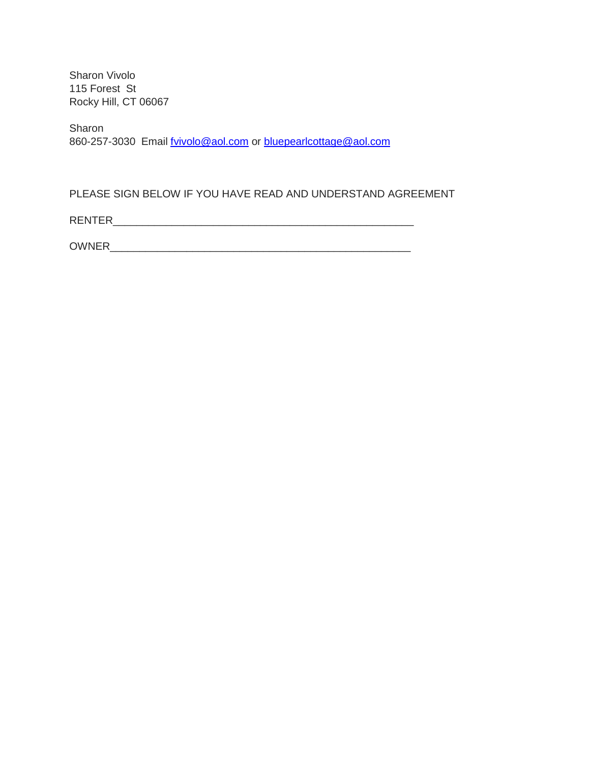Sharon Vivolo
115 Forest St
Rocky Hill, CT 06067

Sharon
860-257-3030 Email fvivolo@aol.com or bluepearlcottage@aol.com

PLEASE SIGN BELOW IF YOU HAVE READ AND UNDERSTAND AGREEMENT

RENTER_____________________________________________________

OWNER_____________________________________________________